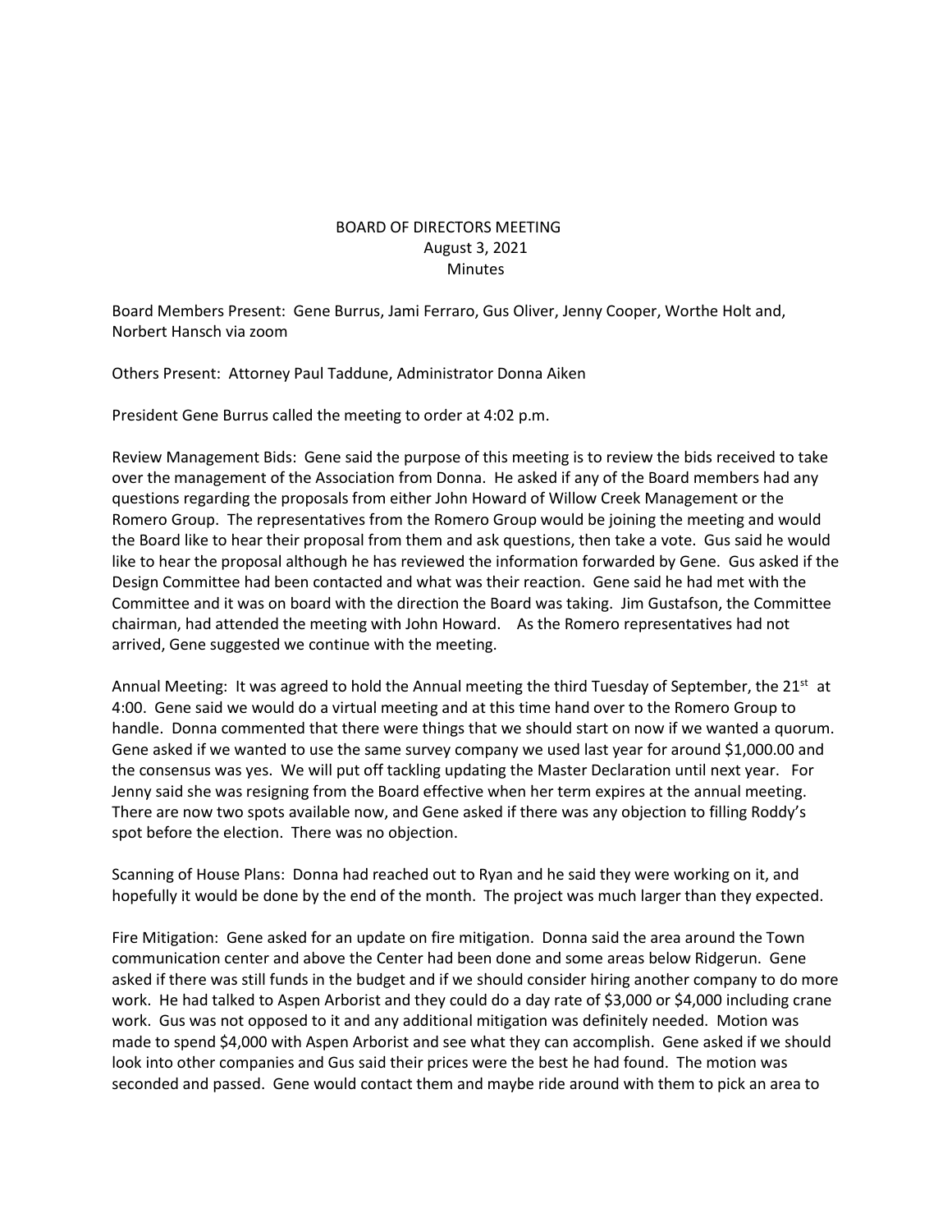BOARD OF DIRECTORS MEETING
August 3, 2021
Minutes

Board Members Present: Gene Burrus, Jami Ferraro, Gus Oliver, Jenny Cooper, Worthe Holt and, Norbert Hansch via zoom

Others Present: Attorney Paul Taddune, Administrator Donna Aiken

President Gene Burrus called the meeting to order at 4:02 p.m.

Review Management Bids: Gene said the purpose of this meeting is to review the bids received to take over the management of the Association from Donna. He asked if any of the Board members had any questions regarding the proposals from either John Howard of Willow Creek Management or the Romero Group. The representatives from the Romero Group would be joining the meeting and would the Board like to hear their proposal from them and ask questions, then take a vote. Gus said he would like to hear the proposal although he has reviewed the information forwarded by Gene. Gus asked if the Design Committee had been contacted and what was their reaction. Gene said he had met with the Committee and it was on board with the direction the Board was taking. Jim Gustafson, the Committee chairman, had attended the meeting with John Howard. As the Romero representatives had not arrived, Gene suggested we continue with the meeting.

Annual Meeting: It was agreed to hold the Annual meeting the third Tuesday of September, the 21st at 4:00. Gene said we would do a virtual meeting and at this time hand over to the Romero Group to handle. Donna commented that there were things that we should start on now if we wanted a quorum. Gene asked if we wanted to use the same survey company we used last year for around $1,000.00 and the consensus was yes. We will put off tackling updating the Master Declaration until next year. For Jenny said she was resigning from the Board effective when her term expires at the annual meeting. There are now two spots available now, and Gene asked if there was any objection to filling Roddy's spot before the election. There was no objection.

Scanning of House Plans: Donna had reached out to Ryan and he said they were working on it, and hopefully it would be done by the end of the month. The project was much larger than they expected.

Fire Mitigation: Gene asked for an update on fire mitigation. Donna said the area around the Town communication center and above the Center had been done and some areas below Ridgerun. Gene asked if there was still funds in the budget and if we should consider hiring another company to do more work. He had talked to Aspen Arborist and they could do a day rate of $3,000 or $4,000 including crane work. Gus was not opposed to it and any additional mitigation was definitely needed. Motion was made to spend $4,000 with Aspen Arborist and see what they can accomplish. Gene asked if we should look into other companies and Gus said their prices were the best he had found. The motion was seconded and passed. Gene would contact them and maybe ride around with them to pick an area to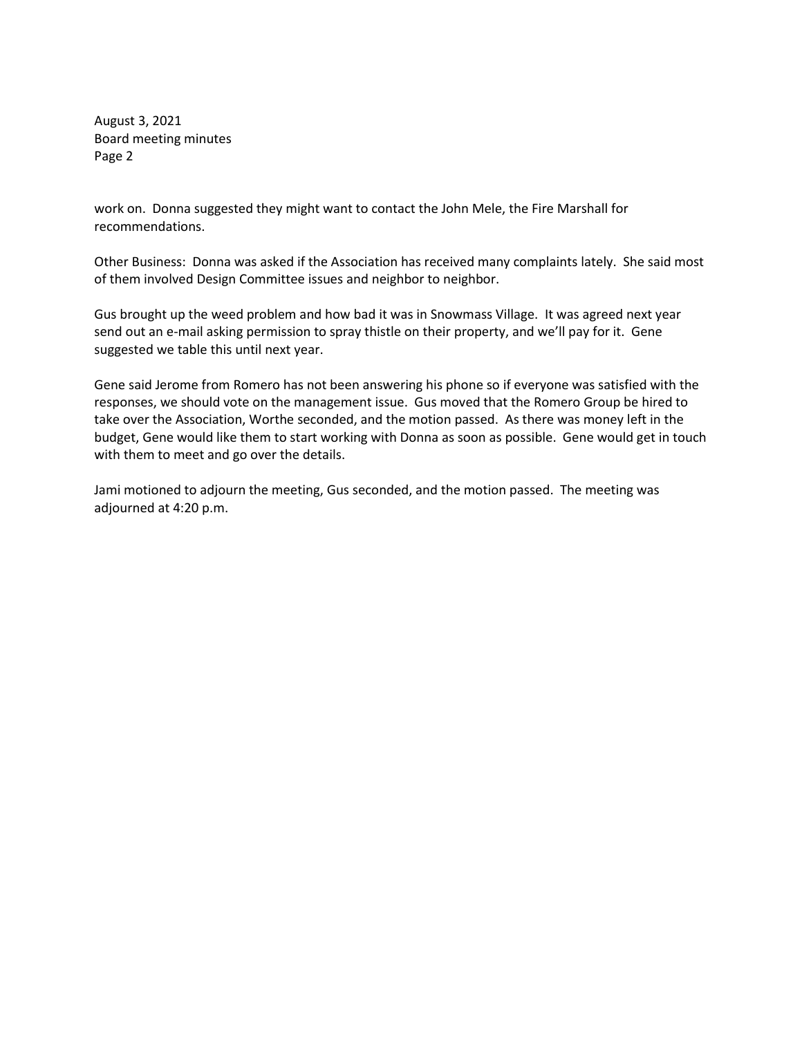work on. Donna suggested they might want to contact the John Mele, the Fire Marshall for recommendations.

Other Business: Donna was asked if the Association has received many complaints lately. She said most of them involved Design Committee issues and neighbor to neighbor.

Gus brought up the weed problem and how bad it was in Snowmass Village. It was agreed next year send out an e-mail asking permission to spray thistle on their property, and we'll pay for it. Gene suggested we table this until next year.

Gene said Jerome from Romero has not been answering his phone so if everyone was satisfied with the responses, we should vote on the management issue. Gus moved that the Romero Group be hired to take over the Association, Worthe seconded, and the motion passed. As there was money left in the budget, Gene would like them to start working with Donna as soon as possible. Gene would get in touch with them to meet and go over the details.

Jami motioned to adjourn the meeting, Gus seconded, and the motion passed. The meeting was adjourned at 4:20 p.m.